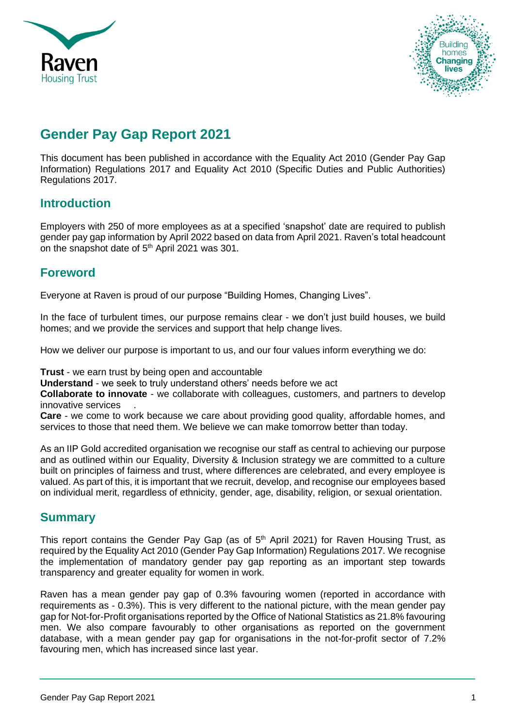# Gender Pay Gap Report 2021

This document has been published in accordance with the Equality Act 2010 (Gender Pay Gap Information) Regulations 2017 and Equality Act 2010 (Specific Duties and Public Authorities) Regulations 2017.

## Introduction

Employers with 250 of more employees as at a specified 'snapshot' date are required to publish gender pay gap information by April 2022 based on data from April 2021. Raven's total headcount on the snapshot date of 5th April 2021 was 301.

## Foreword

Everyone at Raven is proud of our purpose "Building Homes, Changing Lives".

In the face of turbulent times, our purpose remains clear - we don't just build houses, we build homes; and we provide the services and support that help change lives.

How we deliver our purpose is important to us, and our four values inform everything we do:

**Trust** - we earn trust by being open and accountable
**Understand** - we seek to truly understand others' needs before we act
**Collaborate to innovate** - we collaborate with colleagues, customers, and partners to develop innovative services .
**Care** - we come to work because we care about providing good quality, affordable homes, and services to those that need them. We believe we can make tomorrow better than today.

As an IIP Gold accredited organisation we recognise our staff as central to achieving our purpose and as outlined within our Equality, Diversity & Inclusion strategy we are committed to a culture built on principles of fairness and trust, where differences are celebrated, and every employee is valued. As part of this, it is important that we recruit, develop, and recognise our employees based on individual merit, regardless of ethnicity, gender, age, disability, religion, or sexual orientation.

## Summary

This report contains the Gender Pay Gap (as of 5th April 2021) for Raven Housing Trust, as required by the Equality Act 2010 (Gender Pay Gap Information) Regulations 2017. We recognise the implementation of mandatory gender pay gap reporting as an important step towards transparency and greater equality for women in work.

Raven has a mean gender pay gap of 0.3% favouring women (reported in accordance with requirements as - 0.3%). This is very different to the national picture, with the mean gender pay gap for Not-for-Profit organisations reported by the Office of National Statistics as 21.8% favouring men. We also compare favourably to other organisations as reported on the government database, with a mean gender pay gap for organisations in the not-for-profit sector of 7.2% favouring men, which has increased since last year.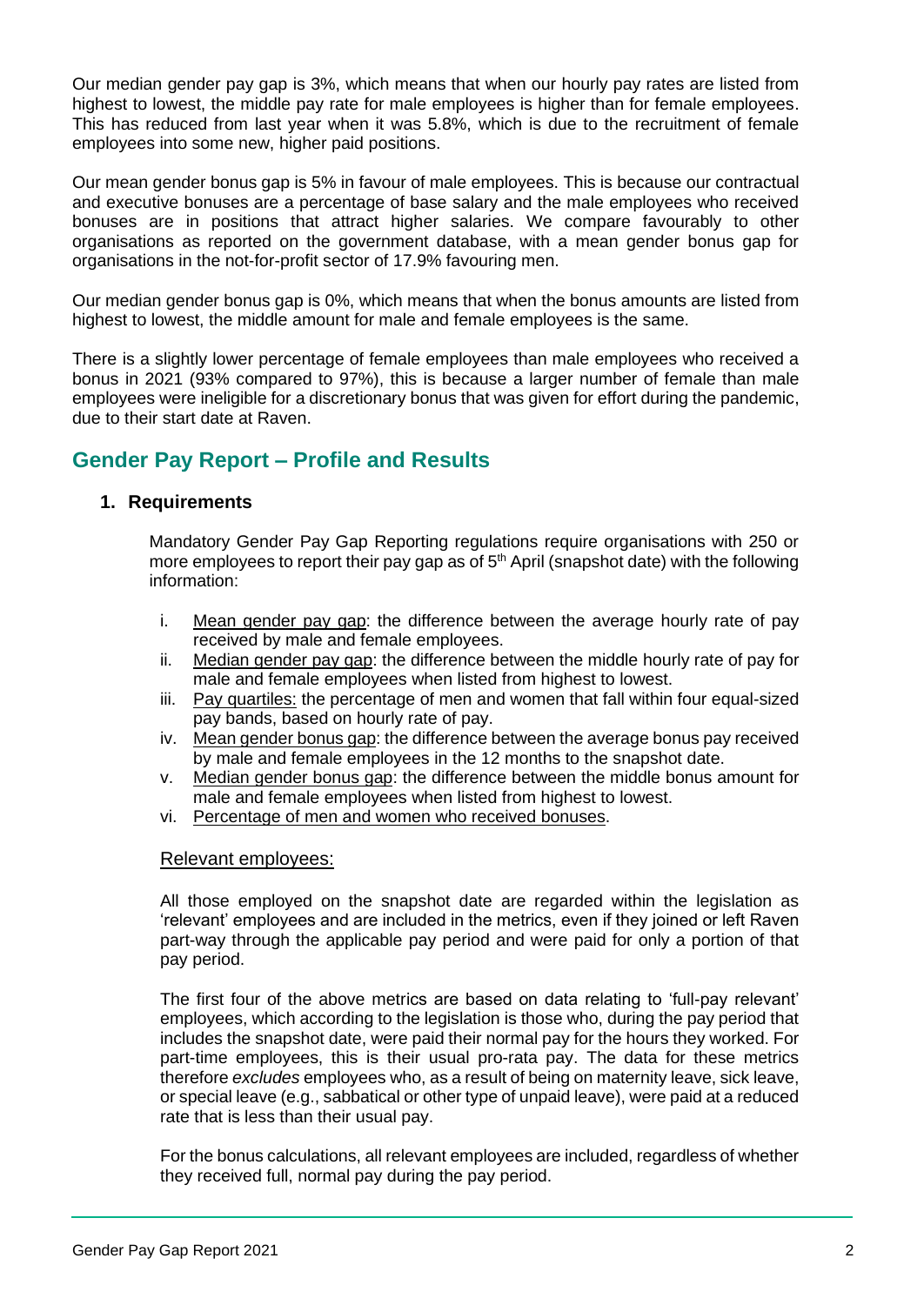Our median gender pay gap is 3%, which means that when our hourly pay rates are listed from highest to lowest, the middle pay rate for male employees is higher than for female employees. This has reduced from last year when it was 5.8%, which is due to the recruitment of female employees into some new, higher paid positions.

Our mean gender bonus gap is 5% in favour of male employees. This is because our contractual and executive bonuses are a percentage of base salary and the male employees who received bonuses are in positions that attract higher salaries. We compare favourably to other organisations as reported on the government database, with a mean gender bonus gap for organisations in the not-for-profit sector of 17.9% favouring men.

Our median gender bonus gap is 0%, which means that when the bonus amounts are listed from highest to lowest, the middle amount for male and female employees is the same.

There is a slightly lower percentage of female employees than male employees who received a bonus in 2021 (93% compared to 97%), this is because a larger number of female than male employees were ineligible for a discretionary bonus that was given for effort during the pandemic, due to their start date at Raven.

## Gender Pay Report – Profile and Results

### 1. Requirements

Mandatory Gender Pay Gap Reporting regulations require organisations with 250 or more employees to report their pay gap as of 5th April (snapshot date) with the following information:

i. Mean gender pay gap: the difference between the average hourly rate of pay received by male and female employees.
ii. Median gender pay gap: the difference between the middle hourly rate of pay for male and female employees when listed from highest to lowest.
iii. Pay quartiles: the percentage of men and women that fall within four equal-sized pay bands, based on hourly rate of pay.
iv. Mean gender bonus gap: the difference between the average bonus pay received by male and female employees in the 12 months to the snapshot date.
v. Median gender bonus gap: the difference between the middle bonus amount for male and female employees when listed from highest to lowest.
vi. Percentage of men and women who received bonuses.

#### Relevant employees:

All those employed on the snapshot date are regarded within the legislation as 'relevant' employees and are included in the metrics, even if they joined or left Raven part-way through the applicable pay period and were paid for only a portion of that pay period.

The first four of the above metrics are based on data relating to 'full-pay relevant' employees, which according to the legislation is those who, during the pay period that includes the snapshot date, were paid their normal pay for the hours they worked. For part-time employees, this is their usual pro-rata pay. The data for these metrics therefore *excludes* employees who, as a result of being on maternity leave, sick leave, or special leave (e.g., sabbatical or other type of unpaid leave), were paid at a reduced rate that is less than their usual pay.

For the bonus calculations, all relevant employees are included, regardless of whether they received full, normal pay during the pay period.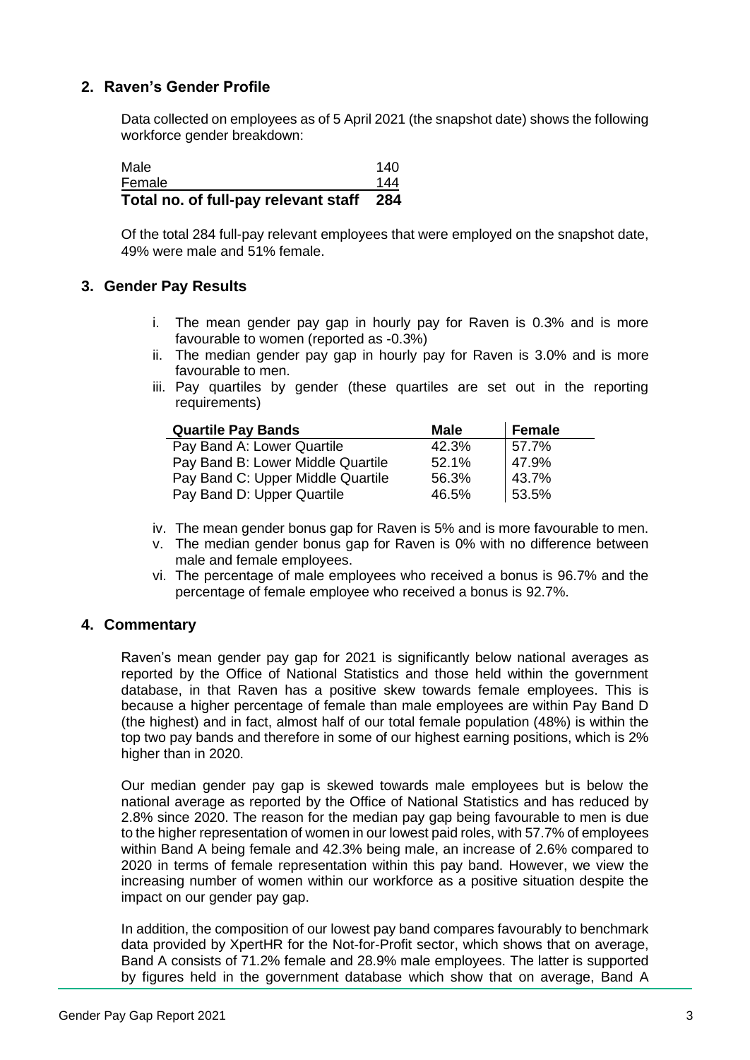## 2. Raven's Gender Profile

Data collected on employees as of 5 April 2021 (the snapshot date) shows the following workforce gender breakdown:

| | |
|---|---|
| Male | 140 |
| Female | 144 |
| **Total no. of full-pay relevant staff** | **284** |

Of the total 284 full-pay relevant employees that were employed on the snapshot date, 49% were male and 51% female.

## 3. Gender Pay Results

i. The mean gender pay gap in hourly pay for Raven is 0.3% and is more favourable to women (reported as -0.3%)

ii. The median gender pay gap in hourly pay for Raven is 3.0% and is more favourable to men.

iii. Pay quartiles by gender (these quartiles are set out in the reporting requirements)

| Quartile Pay Bands | Male | Female |
|---|---|---|
| Pay Band A: Lower Quartile | 42.3% | 57.7% |
| Pay Band B: Lower Middle Quartile | 52.1% | 47.9% |
| Pay Band C: Upper Middle Quartile | 56.3% | 43.7% |
| Pay Band D: Upper Quartile | 46.5% | 53.5% |

iv. The mean gender bonus gap for Raven is 5% and is more favourable to men.

v. The median gender bonus gap for Raven is 0% with no difference between male and female employees.

vi. The percentage of male employees who received a bonus is 96.7% and the percentage of female employee who received a bonus is 92.7%.

## 4. Commentary

Raven's mean gender pay gap for 2021 is significantly below national averages as reported by the Office of National Statistics and those held within the government database, in that Raven has a positive skew towards female employees. This is because a higher percentage of female than male employees are within Pay Band D (the highest) and in fact, almost half of our total female population (48%) is within the top two pay bands and therefore in some of our highest earning positions, which is 2% higher than in 2020.

Our median gender pay gap is skewed towards male employees but is below the national average as reported by the Office of National Statistics and has reduced by 2.8% since 2020. The reason for the median pay gap being favourable to men is due to the higher representation of women in our lowest paid roles, with 57.7% of employees within Band A being female and 42.3% being male, an increase of 2.6% compared to 2020 in terms of female representation within this pay band. However, we view the increasing number of women within our workforce as a positive situation despite the impact on our gender pay gap.

In addition, the composition of our lowest pay band compares favourably to benchmark data provided by XpertHR for the Not-for-Profit sector, which shows that on average, Band A consists of 71.2% female and 28.9% male employees. The latter is supported by figures held in the government database which show that on average, Band A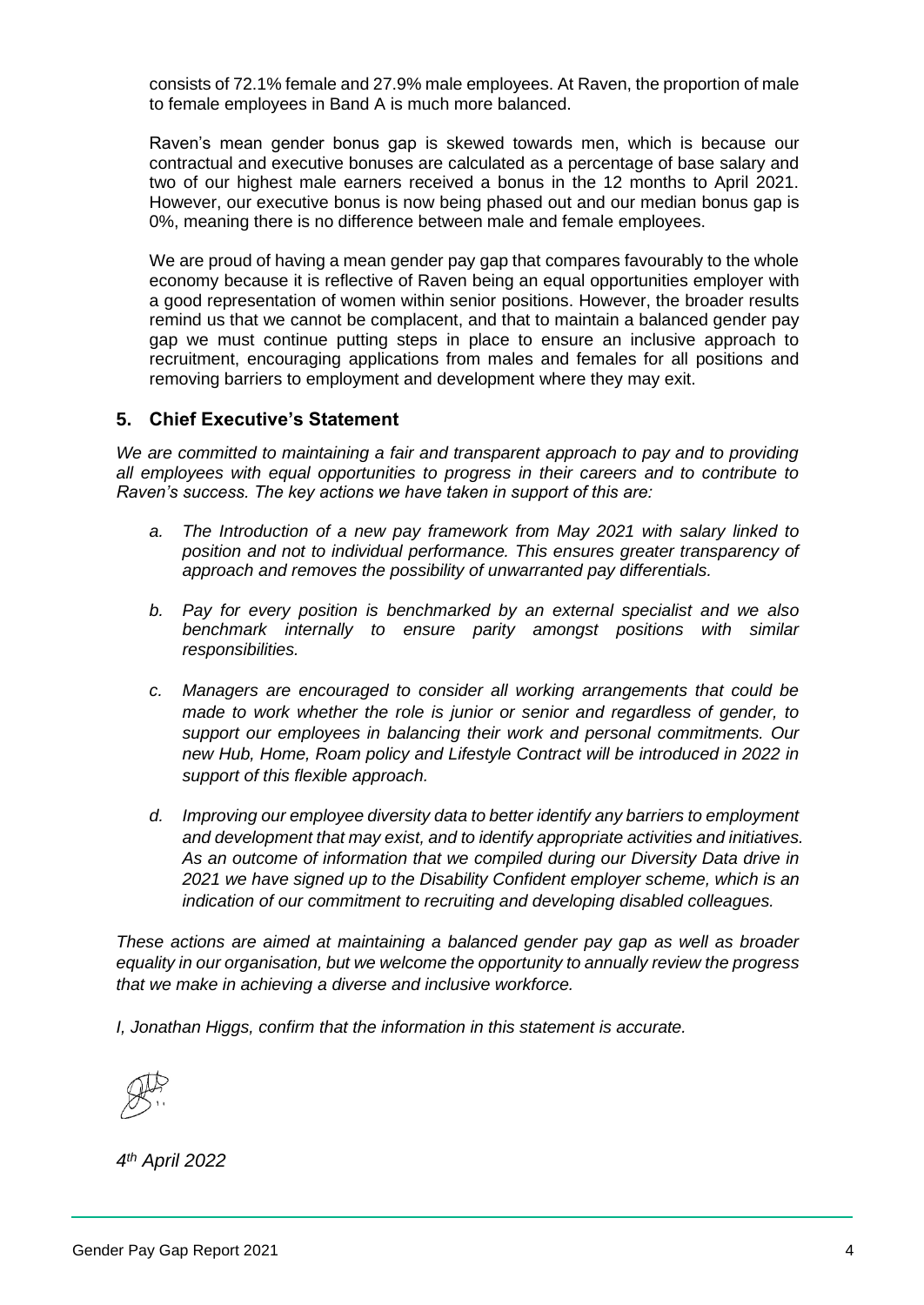consists of 72.1% female and 27.9% male employees. At Raven, the proportion of male to female employees in Band A is much more balanced.

Raven's mean gender bonus gap is skewed towards men, which is because our contractual and executive bonuses are calculated as a percentage of base salary and two of our highest male earners received a bonus in the 12 months to April 2021. However, our executive bonus is now being phased out and our median bonus gap is 0%, meaning there is no difference between male and female employees.

We are proud of having a mean gender pay gap that compares favourably to the whole economy because it is reflective of Raven being an equal opportunities employer with a good representation of women within senior positions. However, the broader results remind us that we cannot be complacent, and that to maintain a balanced gender pay gap we must continue putting steps in place to ensure an inclusive approach to recruitment, encouraging applications from males and females for all positions and removing barriers to employment and development where they may exit.

## 5. Chief Executive's Statement

*We are committed to maintaining a fair and transparent approach to pay and to providing all employees with equal opportunities to progress in their careers and to contribute to Raven's success. The key actions we have taken in support of this are:*

*a. The Introduction of a new pay framework from May 2021 with salary linked to position and not to individual performance. This ensures greater transparency of approach and removes the possibility of unwarranted pay differentials.*

*b. Pay for every position is benchmarked by an external specialist and we also benchmark internally to ensure parity amongst positions with similar responsibilities.*

*c. Managers are encouraged to consider all working arrangements that could be made to work whether the role is junior or senior and regardless of gender, to support our employees in balancing their work and personal commitments. Our new Hub, Home, Roam policy and Lifestyle Contract will be introduced in 2022 in support of this flexible approach.*

*d. Improving our employee diversity data to better identify any barriers to employment and development that may exist, and to identify appropriate activities and initiatives. As an outcome of information that we compiled during our Diversity Data drive in 2021 we have signed up to the Disability Confident employer scheme, which is an indication of our commitment to recruiting and developing disabled colleagues.*

*These actions are aimed at maintaining a balanced gender pay gap as well as broader equality in our organisation, but we welcome the opportunity to annually review the progress that we make in achieving a diverse and inclusive workforce.*

*I, Jonathan Higgs, confirm that the information in this statement is accurate.*

*4th April 2022*